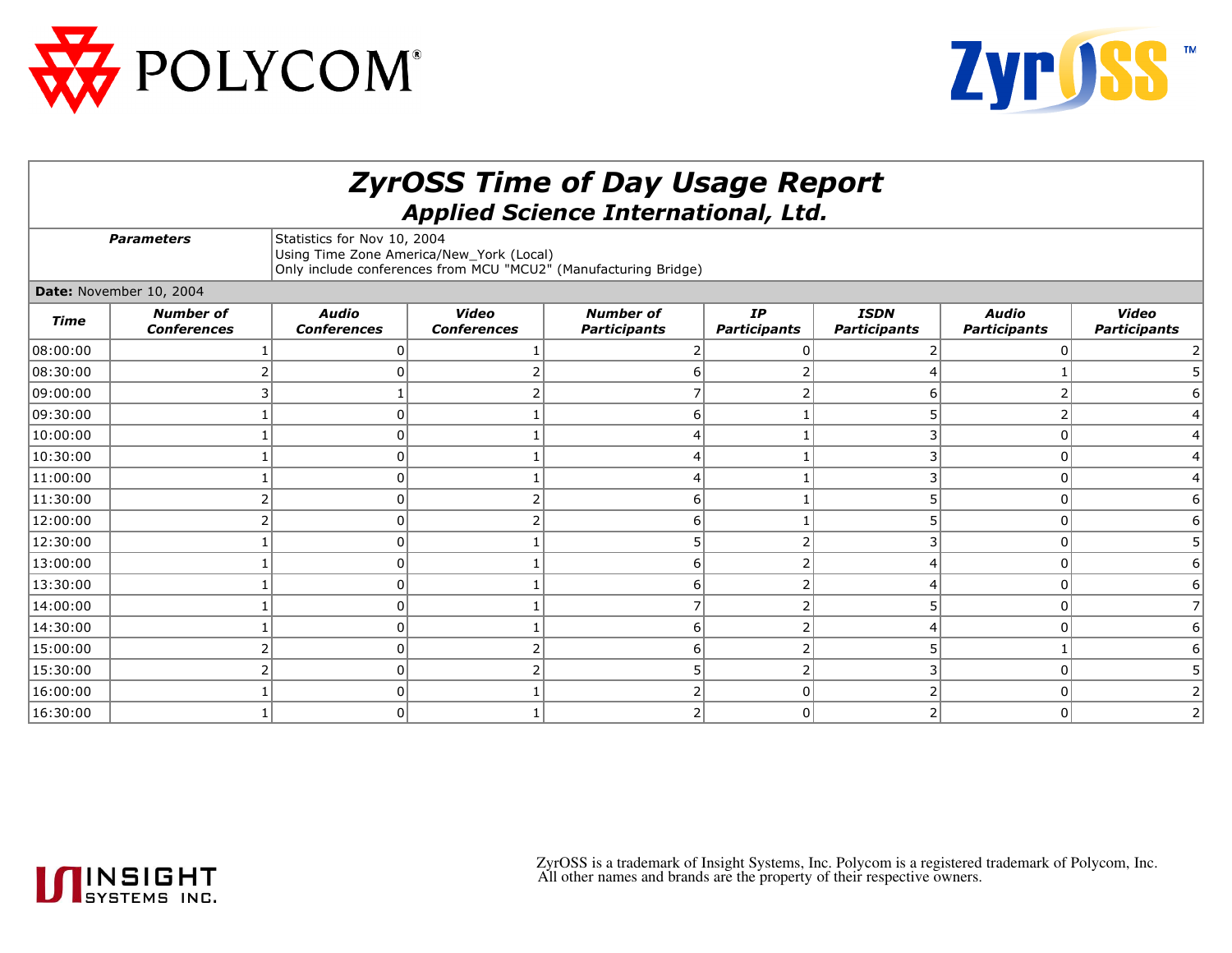# ZyrOSS Time of Day Usage Report

## Applied Science International, Ltd.

| **Parameters** | Statistics for Nov 10, 2004<br>Using Time Zone America/New_York (Local)<br>Only include conferences from MCU "MCU2" (Manufacturing Bridge) |
|---|---|

**Date:** November 10, 2004

| Time | Number of Conferences | Audio Conferences | Video Conferences | Number of Participants | IP Participants | ISDN Participants | Audio Participants | Video Participants |
|---|---|---|---|---|---|---|---|---|
| 08:00:00 | 1 | 0 | 1 | 2 | 0 | 2 | 0 | 2 |
| 08:30:00 | 2 | 0 | 2 | 6 | 2 | 4 | 1 | 5 |
| 09:00:00 | 3 | 1 | 2 | 7 | 2 | 6 | 2 | 6 |
| 09:30:00 | 1 | 0 | 1 | 6 | 1 | 5 | 2 | 4 |
| 10:00:00 | 1 | 0 | 1 | 4 | 1 | 3 | 0 | 4 |
| 10:30:00 | 1 | 0 | 1 | 4 | 1 | 3 | 0 | 4 |
| 11:00:00 | 1 | 0 | 1 | 4 | 1 | 3 | 0 | 4 |
| 11:30:00 | 2 | 0 | 2 | 6 | 1 | 5 | 0 | 6 |
| 12:00:00 | 2 | 0 | 2 | 6 | 1 | 5 | 0 | 6 |
| 12:30:00 | 1 | 0 | 1 | 5 | 2 | 3 | 0 | 5 |
| 13:00:00 | 1 | 0 | 1 | 6 | 2 | 4 | 0 | 6 |
| 13:30:00 | 1 | 0 | 1 | 6 | 2 | 4 | 0 | 6 |
| 14:00:00 | 1 | 0 | 1 | 7 | 2 | 5 | 0 | 7 |
| 14:30:00 | 1 | 0 | 1 | 6 | 2 | 4 | 0 | 6 |
| 15:00:00 | 2 | 0 | 2 | 6 | 2 | 5 | 1 | 6 |
| 15:30:00 | 2 | 0 | 2 | 5 | 2 | 3 | 0 | 5 |
| 16:00:00 | 1 | 0 | 1 | 2 | 0 | 2 | 0 | 2 |
| 16:30:00 | 1 | 0 | 1 | 2 | 0 | 2 | 0 | 2 |

ZyrOSS is a trademark of Insight Systems, Inc. Polycom is a registered trademark of Polycom, Inc.
All other names and brands are the property of their respective owners.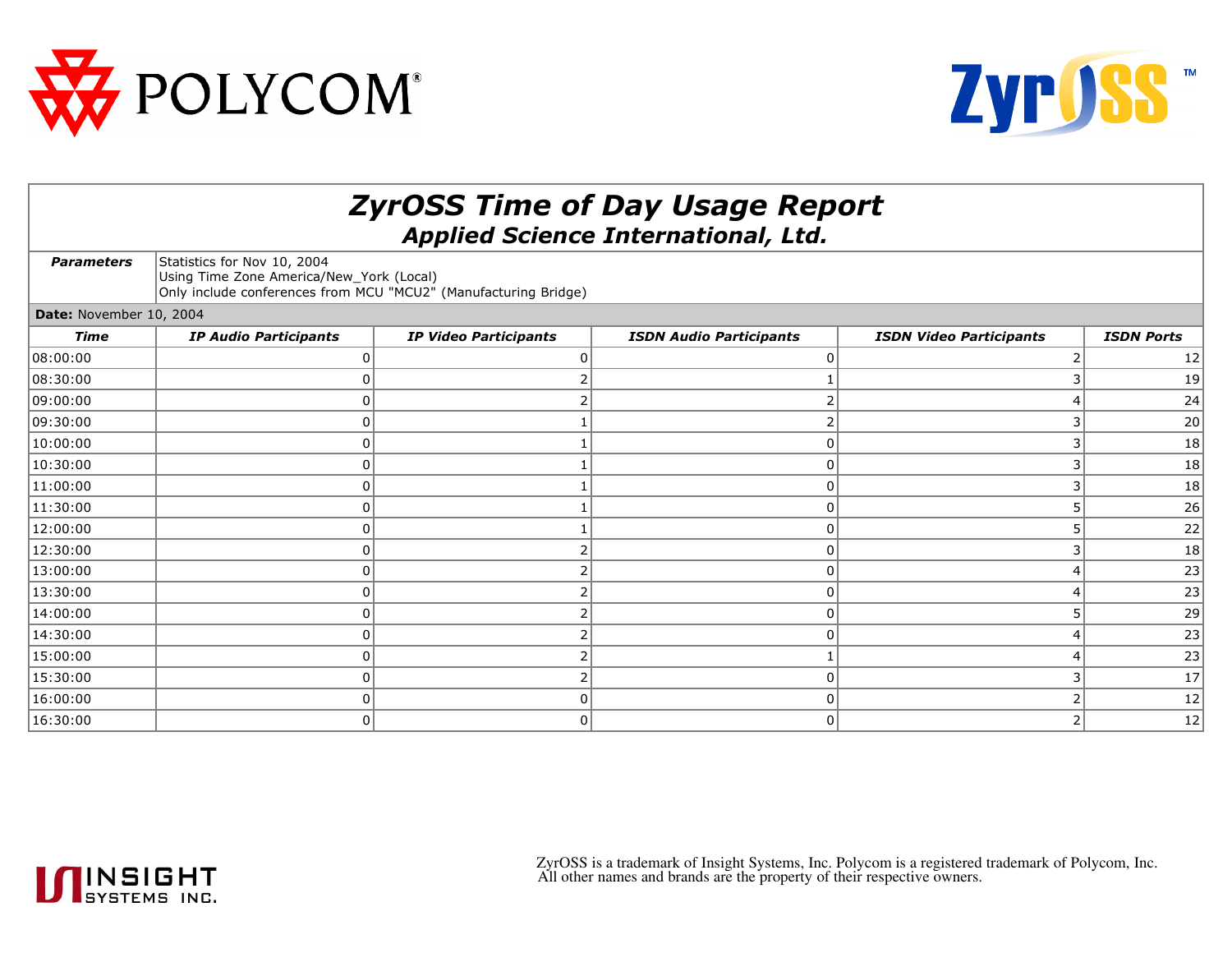# ZyrOSS Time of Day Usage Report

## Applied Science International, Ltd.

| | |
|---|---|
| ***Parameters*** | Statistics for Nov 10, 2004<br>Using Time Zone America/New_York (Local)<br>Only include conferences from MCU "MCU2" (Manufacturing Bridge) |

**Date:** November 10, 2004

| *Time* | *IP Audio Participants* | *IP Video Participants* | *ISDN Audio Participants* | *ISDN Video Participants* | *ISDN Ports* |
|---|---|---|---|---|---|
| 08:00:00 | 0 | 0 | 0 | 2 | 12 |
| 08:30:00 | 0 | 2 | 1 | 3 | 19 |
| 09:00:00 | 0 | 2 | 2 | 4 | 24 |
| 09:30:00 | 0 | 1 | 2 | 3 | 20 |
| 10:00:00 | 0 | 1 | 0 | 3 | 18 |
| 10:30:00 | 0 | 1 | 0 | 3 | 18 |
| 11:00:00 | 0 | 1 | 0 | 3 | 18 |
| 11:30:00 | 0 | 1 | 0 | 5 | 26 |
| 12:00:00 | 0 | 1 | 0 | 5 | 22 |
| 12:30:00 | 0 | 2 | 0 | 3 | 18 |
| 13:00:00 | 0 | 2 | 0 | 4 | 23 |
| 13:30:00 | 0 | 2 | 0 | 4 | 23 |
| 14:00:00 | 0 | 2 | 0 | 5 | 29 |
| 14:30:00 | 0 | 2 | 0 | 4 | 23 |
| 15:00:00 | 0 | 2 | 1 | 4 | 23 |
| 15:30:00 | 0 | 2 | 0 | 3 | 17 |
| 16:00:00 | 0 | 0 | 0 | 2 | 12 |
| 16:30:00 | 0 | 0 | 0 | 2 | 12 |

ZyrOSS is a trademark of Insight Systems, Inc. Polycom is a registered trademark of Polycom, Inc. All other names and brands are the property of their respective owners.